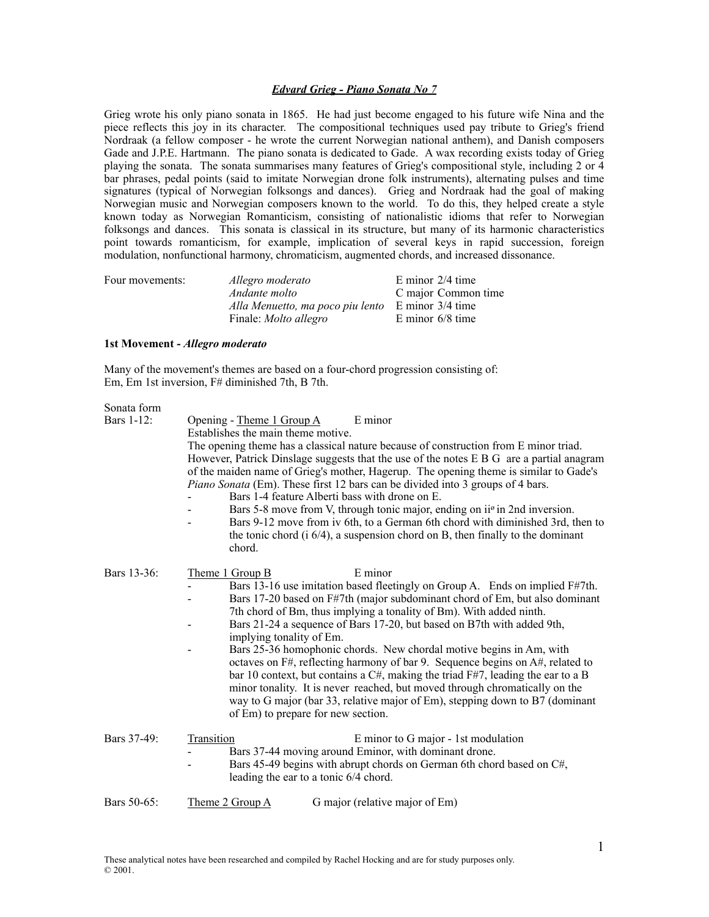## *Edvard Grieg - Piano Sonata No 7*

Grieg wrote his only piano sonata in 1865. He had just become engaged to his future wife Nina and the piece reflects this joy in its character. The compositional techniques used pay tribute to Grieg's friend Nordraak (a fellow composer - he wrote the current Norwegian national anthem), and Danish composers Gade and J.P.E. Hartmann. The piano sonata is dedicated to Gade. A wax recording exists today of Grieg playing the sonata. The sonata summarises many features of Grieg's compositional style, including 2 or 4 bar phrases, pedal points (said to imitate Norwegian drone folk instruments), alternating pulses and time signatures (typical of Norwegian folksongs and dances). Grieg and Nordraak had the goal of making Norwegian music and Norwegian composers known to the world. To do this, they helped create a style known today as Norwegian Romanticism, consisting of nationalistic idioms that refer to Norwegian folksongs and dances. This sonata is classical in its structure, but many of its harmonic characteristics point towards romanticism, for example, implication of several keys in rapid succession, foreign modulation, nonfunctional harmony, chromaticism, augmented chords, and increased dissonance.

| Four movements: | *Allegro moderato* | E minor 2/4 time |
|---|---|---|
| | *Andante molto* | C major Common time |
| | *Alla Menuetto, ma poco piu lento* | E minor 3/4 time |
| | Finale: *Molto allegro* | E minor 6/8 time |

### 1st Movement - *Allegro moderato*

Many of the movement's themes are based on a four-chord progression consisting of:
Em, Em 1st inversion, F# diminished 7th, B 7th.

Sonata form

**Bars 1-12:** Opening - Theme 1 Group A — E minor

Establishes the main theme motive.
The opening theme has a classical nature because of construction from E minor triad. However, Patrick Dinslage suggests that the use of the notes E B G are a partial anagram of the maiden name of Grieg's mother, Hagerup. The opening theme is similar to Gade's *Piano Sonata* (Em). These first 12 bars can be divided into 3 groups of 4 bars.

- Bars 1-4 feature Alberti bass with drone on E.
- Bars 5-8 move from V, through tonic major, ending on ii$^{ø}$ in 2nd inversion.
- Bars 9-12 move from iv 6th, to a German 6th chord with diminished 3rd, then to the tonic chord (i 6/4), a suspension chord on B, then finally to the dominant chord.

**Bars 13-36:** Theme 1 Group B — E minor

- Bars 13-16 use imitation based fleetingly on Group A. Ends on implied F#7th.
- Bars 17-20 based on F#7th (major subdominant chord of Em, but also dominant 7th chord of Bm, thus implying a tonality of Bm). With added ninth.
- Bars 21-24 a sequence of Bars 17-20, but based on B7th with added 9th, implying tonality of Em.
- Bars 25-36 homophonic chords. New chordal motive begins in Am, with octaves on F#, reflecting harmony of bar 9. Sequence begins on A#, related to bar 10 context, but contains a C#, making the triad F#7, leading the ear to a B minor tonality. It is never reached, but moved through chromatically on the way to G major (bar 33, relative major of Em), stepping down to B7 (dominant of Em) to prepare for new section.

**Bars 37-49:** Transition — E minor to G major - 1st modulation

- Bars 37-44 moving around Eminor, with dominant drone.
- Bars 45-49 begins with abrupt chords on German 6th chord based on C#, leading the ear to a tonic 6/4 chord.

**Bars 50-65:** Theme 2 Group A — G major (relative major of Em)

These analytical notes have been researched and compiled by Rachel Hocking and are for study purposes only.
© 2001.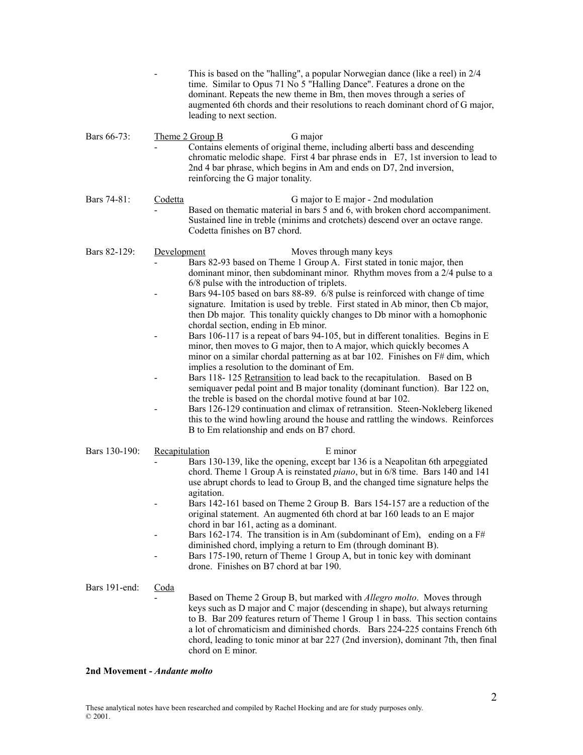- This is based on the "halling", a popular Norwegian dance (like a reel) in 2/4 time. Similar to Opus 71 No 5 "Halling Dance". Features a drone on the dominant. Repeats the new theme in Bm, then moves through a series of augmented 6th chords and their resolutions to reach dominant chord of G major, leading to next section.

**Bars 66-73:** Theme 2 Group B — G major

- Contains elements of original theme, including alberti bass and descending chromatic melodic shape. First 4 bar phrase ends in E7, 1st inversion to lead to 2nd 4 bar phrase, which begins in Am and ends on D7, 2nd inversion, reinforcing the G major tonality.

**Bars 74-81:** Codetta — G major to E major - 2nd modulation

- Based on thematic material in bars 5 and 6, with broken chord accompaniment. Sustained line in treble (minims and crotchets) descend over an octave range. Codetta finishes on B7 chord.

**Bars 82-129:** Development — Moves through many keys

- Bars 82-93 based on Theme 1 Group A. First stated in tonic major, then dominant minor, then subdominant minor. Rhythm moves from a 2/4 pulse to a 6/8 pulse with the introduction of triplets.
- Bars 94-105 based on bars 88-89. 6/8 pulse is reinforced with change of time signature. Imitation is used by treble. First stated in Ab minor, then Cb major, then Db major. This tonality quickly changes to Db minor with a homophonic chordal section, ending in Eb minor.
- Bars 106-117 is a repeat of bars 94-105, but in different tonalities. Begins in E minor, then moves to G major, then to A major, which quickly becomes A minor on a similar chordal patterning as at bar 102. Finishes on F# dim, which implies a resolution to the dominant of Em.
- Bars 118- 125 Retransition to lead back to the recapitulation. Based on B semiquaver pedal point and B major tonality (dominant function). Bar 122 on, the treble is based on the chordal motive found at bar 102.
- Bars 126-129 continuation and climax of retransition. Steen-Nokleberg likened this to the wind howling around the house and rattling the windows. Reinforces B to Em relationship and ends on B7 chord.

**Bars 130-190:** Recapitulation — E minor

- Bars 130-139, like the opening, except bar 136 is a Neapolitan 6th arpeggiated chord. Theme 1 Group A is reinstated *piano*, but in 6/8 time. Bars 140 and 141 use abrupt chords to lead to Group B, and the changed time signature helps the agitation.
- Bars 142-161 based on Theme 2 Group B. Bars 154-157 are a reduction of the original statement. An augmented 6th chord at bar 160 leads to an E major chord in bar 161, acting as a dominant.
- Bars 162-174. The transition is in Am (subdominant of Em), ending on a F# diminished chord, implying a return to Em (through dominant B).
- Bars 175-190, return of Theme 1 Group A, but in tonic key with dominant drone. Finishes on B7 chord at bar 190.

**Bars 191-end:** Coda

- Based on Theme 2 Group B, but marked with *Allegro molto*. Moves through keys such as D major and C major (descending in shape), but always returning to B. Bar 209 features return of Theme 1 Group 1 in bass. This section contains a lot of chromaticism and diminished chords. Bars 224-225 contains French 6th chord, leading to tonic minor at bar 227 (2nd inversion), dominant 7th, then final chord on E minor.

## 2nd Movement - *Andante molto*

These analytical notes have been researched and compiled by Rachel Hocking and are for study purposes only. © 2001.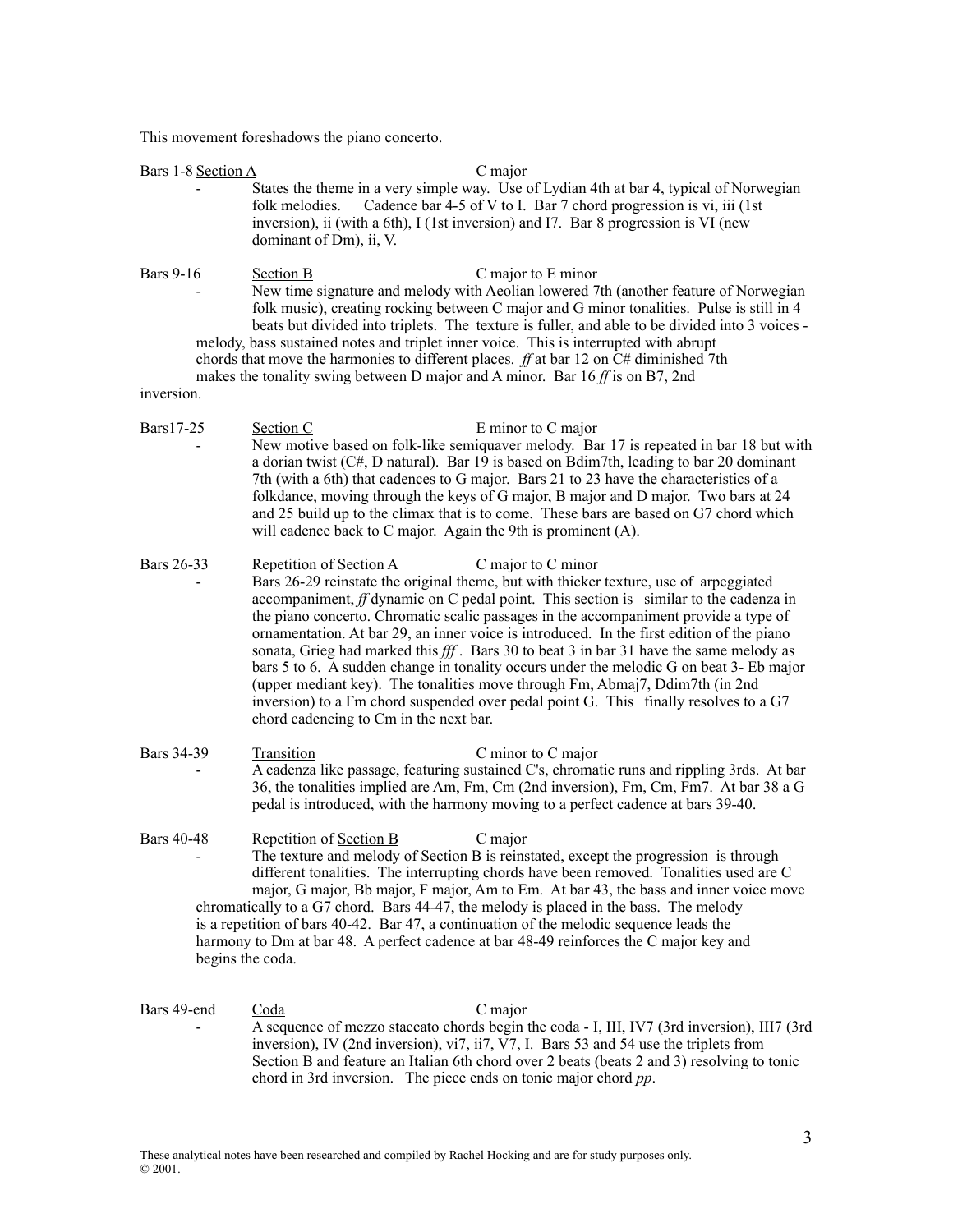This movement foreshadows the piano concerto.

**Bars 1-8** <u>Section A</u> — C major

- States the theme in a very simple way. Use of Lydian 4th at bar 4, typical of Norwegian folk melodies. Cadence bar 4-5 of V to I. Bar 7 chord progression is vi, iii (1st inversion), ii (with a 6th), I (1st inversion) and I7. Bar 8 progression is VI (new dominant of Dm), ii, V.

**Bars 9-16** <u>Section B</u> — C major to E minor

- New time signature and melody with Aeolian lowered 7th (another feature of Norwegian folk music), creating rocking between C major and G minor tonalities. Pulse is still in 4 beats but divided into triplets. The texture is fuller, and able to be divided into 3 voices - melody, bass sustained notes and triplet inner voice. This is interrupted with abrupt chords that move the harmonies to different places. *ff* at bar 12 on C# diminished 7th makes the tonality swing between D major and A minor. Bar 16 *ff* is on B7, 2nd inversion.

**Bars17-25** <u>Section C</u> — E minor to C major

- New motive based on folk-like semiquaver melody. Bar 17 is repeated in bar 18 but with a dorian twist (C#, D natural). Bar 19 is based on Bdim7th, leading to bar 20 dominant 7th (with a 6th) that cadences to G major. Bars 21 to 23 have the characteristics of a folkdance, moving through the keys of G major, B major and D major. Two bars at 24 and 25 build up to the climax that is to come. These bars are based on G7 chord which will cadence back to C major. Again the 9th is prominent (A).

**Bars 26-33** Repetition of <u>Section A</u> — C major to C minor

- Bars 26-29 reinstate the original theme, but with thicker texture, use of arpeggiated accompaniment, *ff* dynamic on C pedal point. This section is similar to the cadenza in the piano concerto. Chromatic scalic passages in the accompaniment provide a type of ornamentation. At bar 29, an inner voice is introduced. In the first edition of the piano sonata, Grieg had marked this *fff*. Bars 30 to beat 3 in bar 31 have the same melody as bars 5 to 6. A sudden change in tonality occurs under the melodic G on beat 3- Eb major (upper mediant key). The tonalities move through Fm, Abmaj7, Ddim7th (in 2nd inversion) to a Fm chord suspended over pedal point G. This finally resolves to a G7 chord cadencing to Cm in the next bar.

**Bars 34-39** <u>Transition</u> — C minor to C major

- A cadenza like passage, featuring sustained C's, chromatic runs and rippling 3rds. At bar 36, the tonalities implied are Am, Fm, Cm (2nd inversion), Fm, Cm, Fm7. At bar 38 a G pedal is introduced, with the harmony moving to a perfect cadence at bars 39-40.

**Bars 40-48** Repetition of <u>Section B</u> — C major

- The texture and melody of Section B is reinstated, except the progression is through different tonalities. The interrupting chords have been removed. Tonalities used are C major, G major, Bb major, F major, Am to Em. At bar 43, the bass and inner voice move chromatically to a G7 chord. Bars 44-47, the melody is placed in the bass. The melody is a repetition of bars 40-42. Bar 47, a continuation of the melodic sequence leads the harmony to Dm at bar 48. A perfect cadence at bar 48-49 reinforces the C major key and begins the coda.

**Bars 49-end** <u>Coda</u> — C major

- A sequence of mezzo staccato chords begin the coda - I, III, IV7 (3rd inversion), III7 (3rd inversion), IV (2nd inversion), vi7, ii7, V7, I. Bars 53 and 54 use the triplets from Section B and feature an Italian 6th chord over 2 beats (beats 2 and 3) resolving to tonic chord in 3rd inversion. The piece ends on tonic major chord *pp*.

These analytical notes have been researched and compiled by Rachel Hocking and are for study purposes only. © 2001.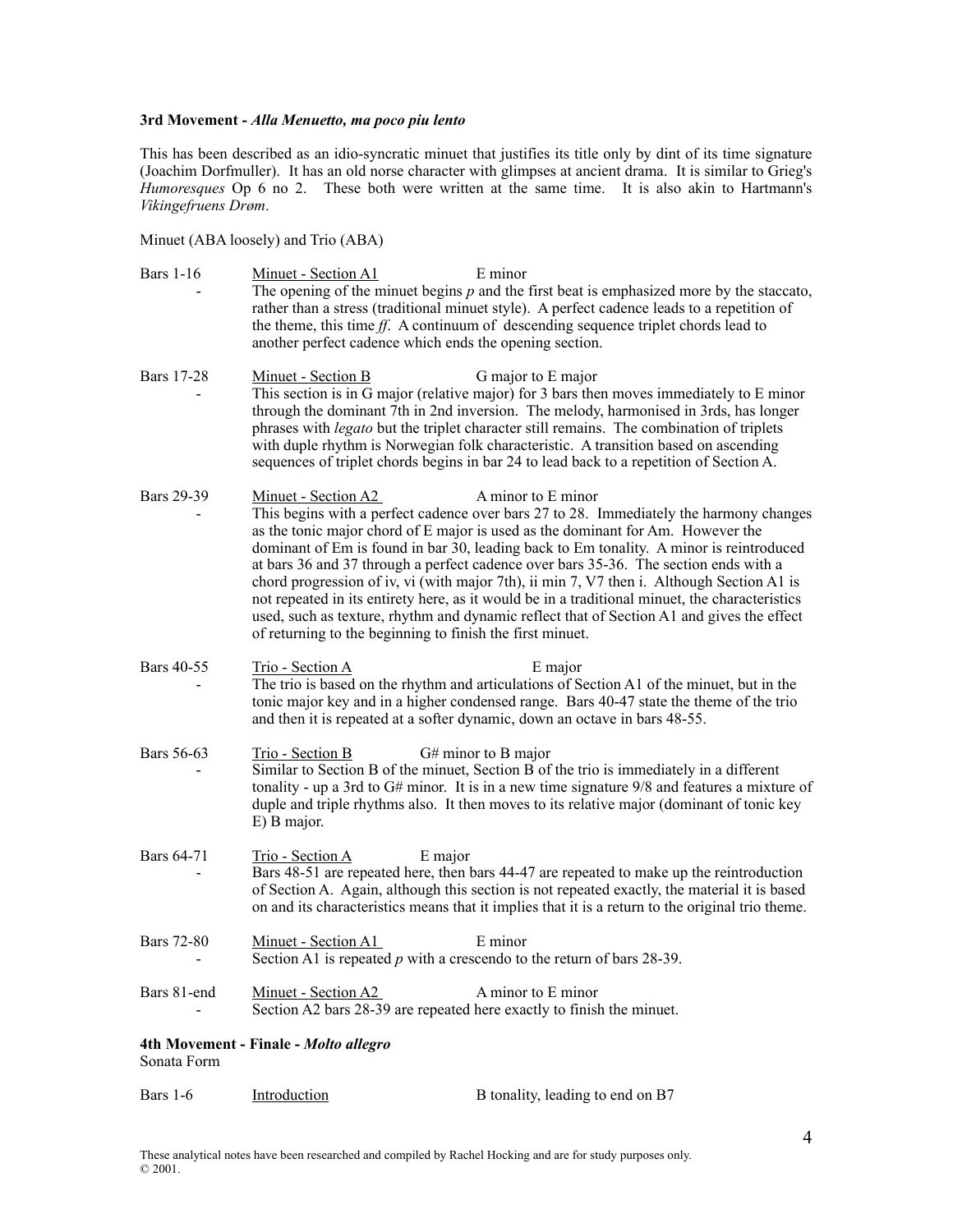**3rd Movement -** ***Alla Menuetto, ma poco piu lento***

This has been described as an idio-syncratic minuet that justifies its title only by dint of its time signature (Joachim Dorfmuller). It has an old norse character with glimpses at ancient drama. It is similar to Grieg's *Humoresques* Op 6 no 2. These both were written at the same time. It is also akin to Hartmann's *Vikingefruens Drøm*.

Minuet (ABA loosely) and Trio (ABA)

Bars 1-16 — Minuet - Section A1 — E minor

- The opening of the minuet begins *p* and the first beat is emphasized more by the staccato, rather than a stress (traditional minuet style). A perfect cadence leads to a repetition of the theme, this time *ff*. A continuum of descending sequence triplet chords lead to another perfect cadence which ends the opening section.

Bars 17-28 — Minuet - Section B — G major to E major

- This section is in G major (relative major) for 3 bars then moves immediately to E minor through the dominant 7th in 2nd inversion. The melody, harmonised in 3rds, has longer phrases with *legato* but the triplet character still remains. The combination of triplets with duple rhythm is Norwegian folk characteristic. A transition based on ascending sequences of triplet chords begins in bar 24 to lead back to a repetition of Section A.

Bars 29-39 — Minuet - Section A2 — A minor to E minor

- This begins with a perfect cadence over bars 27 to 28. Immediately the harmony changes as the tonic major chord of E major is used as the dominant for Am. However the dominant of Em is found in bar 30, leading back to Em tonality. A minor is reintroduced at bars 36 and 37 through a perfect cadence over bars 35-36. The section ends with a chord progression of iv, vi (with major 7th), ii min 7, V7 then i. Although Section A1 is not repeated in its entirety here, as it would be in a traditional minuet, the characteristics used, such as texture, rhythm and dynamic reflect that of Section A1 and gives the effect of returning to the beginning to finish the first minuet.

Bars 40-55 — Trio - Section A — E major

- The trio is based on the rhythm and articulations of Section A1 of the minuet, but in the tonic major key and in a higher condensed range. Bars 40-47 state the theme of the trio and then it is repeated at a softer dynamic, down an octave in bars 48-55.

Bars 56-63 — Trio - Section B — G# minor to B major

- Similar to Section B of the minuet, Section B of the trio is immediately in a different tonality - up a 3rd to G# minor. It is in a new time signature 9/8 and features a mixture of duple and triple rhythms also. It then moves to its relative major (dominant of tonic key E) B major.

Bars 64-71 — Trio - Section A — E major

- Bars 48-51 are repeated here, then bars 44-47 are repeated to make up the reintroduction of Section A. Again, although this section is not repeated exactly, the material it is based on and its characteristics means that it implies that it is a return to the original trio theme.

Bars 72-80 — Minuet - Section A1 — E minor

- Section A1 is repeated *p* with a crescendo to the return of bars 28-39.

Bars 81-end — Minuet - Section A2 — A minor to E minor

- Section A2 bars 28-39 are repeated here exactly to finish the minuet.

**4th Movement - Finale -** ***Molto allegro***

Sonata Form

Bars 1-6 — Introduction — B tonality, leading to end on B7

These analytical notes have been researched and compiled by Rachel Hocking and are for study purposes only.
© 2001.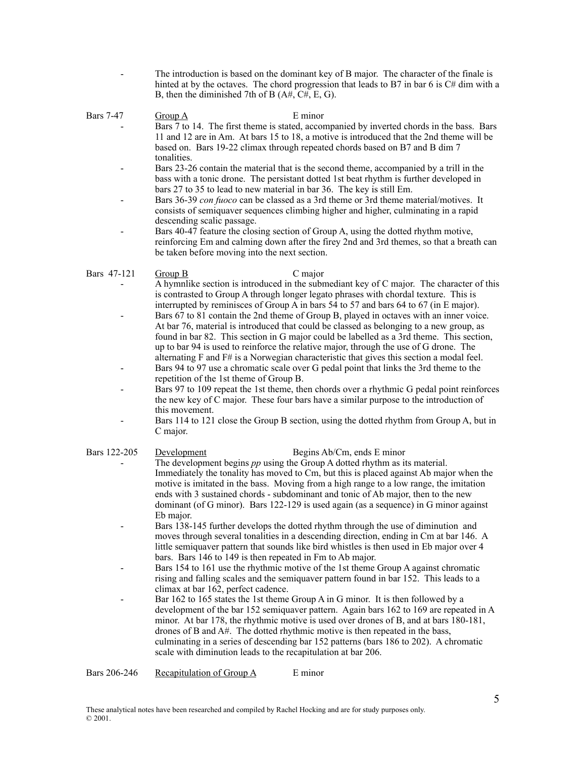- The introduction is based on the dominant key of B major. The character of the finale is hinted at by the octaves. The chord progression that leads to B7 in bar 6 is C# dim with a B, then the diminished 7th of B (A#, C#, E, G).

**Bars 7-47** &nbsp;&nbsp; Group A &nbsp;&nbsp; E minor

- Bars 7 to 14. The first theme is stated, accompanied by inverted chords in the bass. Bars 11 and 12 are in Am. At bars 15 to 18, a motive is introduced that the 2nd theme will be based on. Bars 19-22 climax through repeated chords based on B7 and B dim 7 tonalities.
- Bars 23-26 contain the material that is the second theme, accompanied by a trill in the bass with a tonic drone. The persistant dotted 1st beat rhythm is further developed in bars 27 to 35 to lead to new material in bar 36. The key is still Em.
- Bars 36-39 *con fuoco* can be classed as a 3rd theme or 3rd theme material/motives. It consists of semiquaver sequences climbing higher and higher, culminating in a rapid descending scalic passage.
- Bars 40-47 feature the closing section of Group A, using the dotted rhythm motive, reinforcing Em and calming down after the firey 2nd and 3rd themes, so that a breath can be taken before moving into the next section.

**Bars 47-121** &nbsp;&nbsp; Group B &nbsp;&nbsp; C major

- A hymnlike section is introduced in the submediant key of C major. The character of this is contrasted to Group A through longer legato phrases with chordal texture. This is interrupted by reminisces of Group A in bars 54 to 57 and bars 64 to 67 (in E major).
- Bars 67 to 81 contain the 2nd theme of Group B, played in octaves with an inner voice. At bar 76, material is introduced that could be classed as belonging to a new group, as found in bar 82. This section in G major could be labelled as a 3rd theme. This section, up to bar 94 is used to reinforce the relative major, through the use of G drone. The alternating F and F# is a Norwegian characteristic that gives this section a modal feel.
- Bars 94 to 97 use a chromatic scale over G pedal point that links the 3rd theme to the repetition of the 1st theme of Group B.
- Bars 97 to 109 repeat the 1st theme, then chords over a rhythmic G pedal point reinforces the new key of C major. These four bars have a similar purpose to the introduction of this movement.
- Bars 114 to 121 close the Group B section, using the dotted rhythm from Group A, but in C major.

**Bars 122-205** &nbsp;&nbsp; Development &nbsp;&nbsp; Begins Ab/Cm, ends E minor

- The development begins *pp* using the Group A dotted rhythm as its material. Immediately the tonality has moved to Cm, but this is placed against Ab major when the motive is imitated in the bass. Moving from a high range to a low range, the imitation ends with 3 sustained chords - subdominant and tonic of Ab major, then to the new dominant (of G minor). Bars 122-129 is used again (as a sequence) in G minor against Eb major.
- Bars 138-145 further develops the dotted rhythm through the use of diminution and moves through several tonalities in a descending direction, ending in Cm at bar 146. A little semiquaver pattern that sounds like bird whistles is then used in Eb major over 4 bars. Bars 146 to 149 is then repeated in Fm to Ab major.
- Bars 154 to 161 use the rhythmic motive of the 1st theme Group A against chromatic rising and falling scales and the semiquaver pattern found in bar 152. This leads to a climax at bar 162, perfect cadence.
- Bar 162 to 165 states the 1st theme Group A in G minor. It is then followed by a development of the bar 152 semiquaver pattern. Again bars 162 to 169 are repeated in A minor. At bar 178, the rhythmic motive is used over drones of B, and at bars 180-181, drones of B and A#. The dotted rhythmic motive is then repeated in the bass, culminating in a series of descending bar 152 patterns (bars 186 to 202). A chromatic scale with diminution leads to the recapitulation at bar 206.

**Bars 206-246** &nbsp;&nbsp; Recapitulation of Group A &nbsp;&nbsp; E minor

These analytical notes have been researched and compiled by Rachel Hocking and are for study purposes only. © 2001.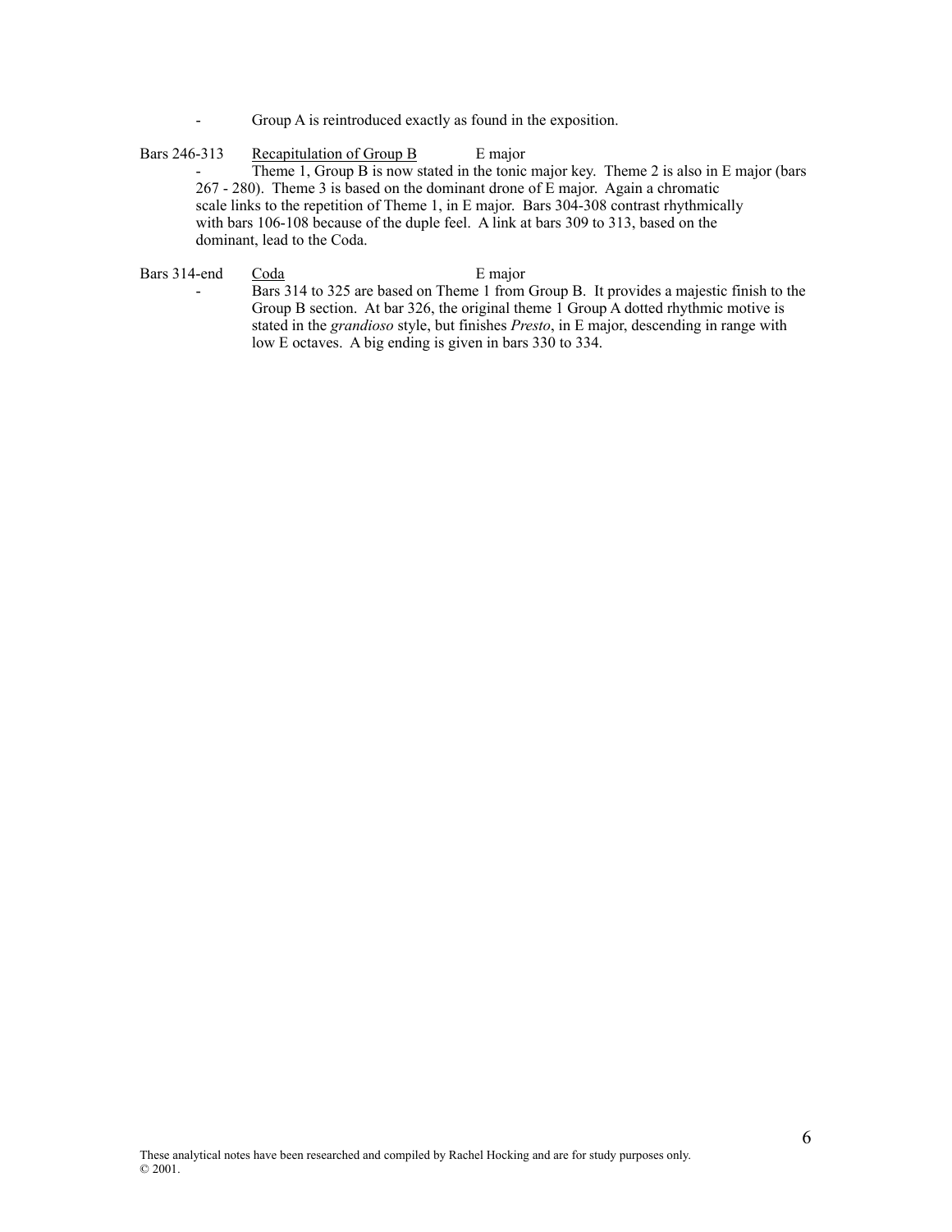- Group A is reintroduced exactly as found in the exposition.

Bars 246-313 <u>Recapitulation of Group B</u> E major

- Theme 1, Group B is now stated in the tonic major key. Theme 2 is also in E major (bars 267 - 280). Theme 3 is based on the dominant drone of E major. Again a chromatic scale links to the repetition of Theme 1, in E major. Bars 304-308 contrast rhythmically with bars 106-108 because of the duple feel. A link at bars 309 to 313, based on the dominant, lead to the Coda.

Bars 314-end <u>Coda</u> E major

- Bars 314 to 325 are based on Theme 1 from Group B. It provides a majestic finish to the Group B section. At bar 326, the original theme 1 Group A dotted rhythmic motive is stated in the *grandioso* style, but finishes *Presto*, in E major, descending in range with low E octaves. A big ending is given in bars 330 to 334.

These analytical notes have been researched and compiled by Rachel Hocking and are for study purposes only.
© 2001.